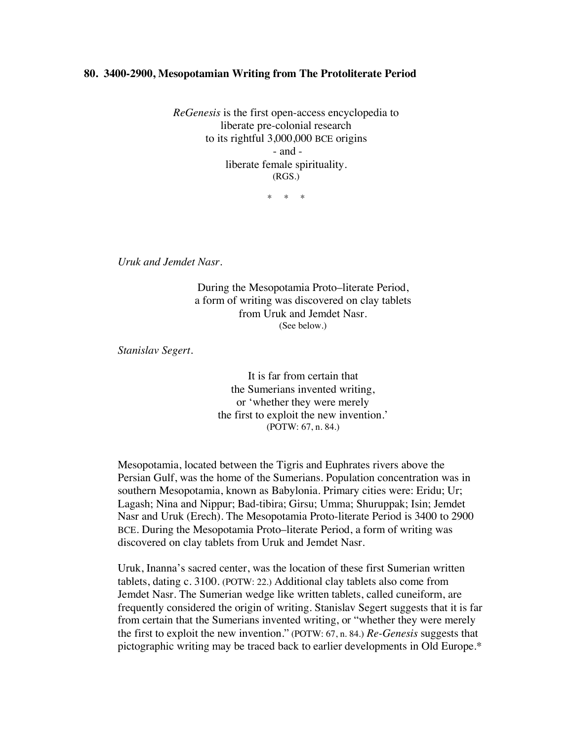**80. 3400-2900, Mesopotamian Writing from The Protoliterate Period**

*ReGenesis* is the first open-access encyclopedia to
liberate pre-colonial research
to its rightful 3,000,000 BCE origins
- and -
liberate female spirituality.
(RGS.)

\*   \*   \*

*Uruk and Jemdet Nasr.*

During the Mesopotamia Proto–literate Period,
a form of writing was discovered on clay tablets
from Uruk and Jemdet Nasr.
(See below.)

*Stanislav Segert.*

It is far from certain that
the Sumerians invented writing,
or 'whether they were merely
the first to exploit the new invention.'
(POTW: 67, n. 84.)

Mesopotamia, located between the Tigris and Euphrates rivers above the Persian Gulf, was the home of the Sumerians. Population concentration was in southern Mesopotamia, known as Babylonia. Primary cities were: Eridu; Ur; Lagash; Nina and Nippur; Bad-tibira; Girsu; Umma; Shuruppak; Isin; Jemdet Nasr and Uruk (Erech). The Mesopotamia Proto-literate Period is 3400 to 2900 BCE. During the Mesopotamia Proto–literate Period, a form of writing was discovered on clay tablets from Uruk and Jemdet Nasr.

Uruk, Inanna's sacred center, was the location of these first Sumerian written tablets, dating c. 3100. (POTW: 22.) Additional clay tablets also come from Jemdet Nasr. The Sumerian wedge like written tablets, called cuneiform, are frequently considered the origin of writing. Stanislav Segert suggests that it is far from certain that the Sumerians invented writing, or "whether they were merely the first to exploit the new invention." (POTW: 67, n. 84.) *Re-Genesis* suggests that pictographic writing may be traced back to earlier developments in Old Europe.*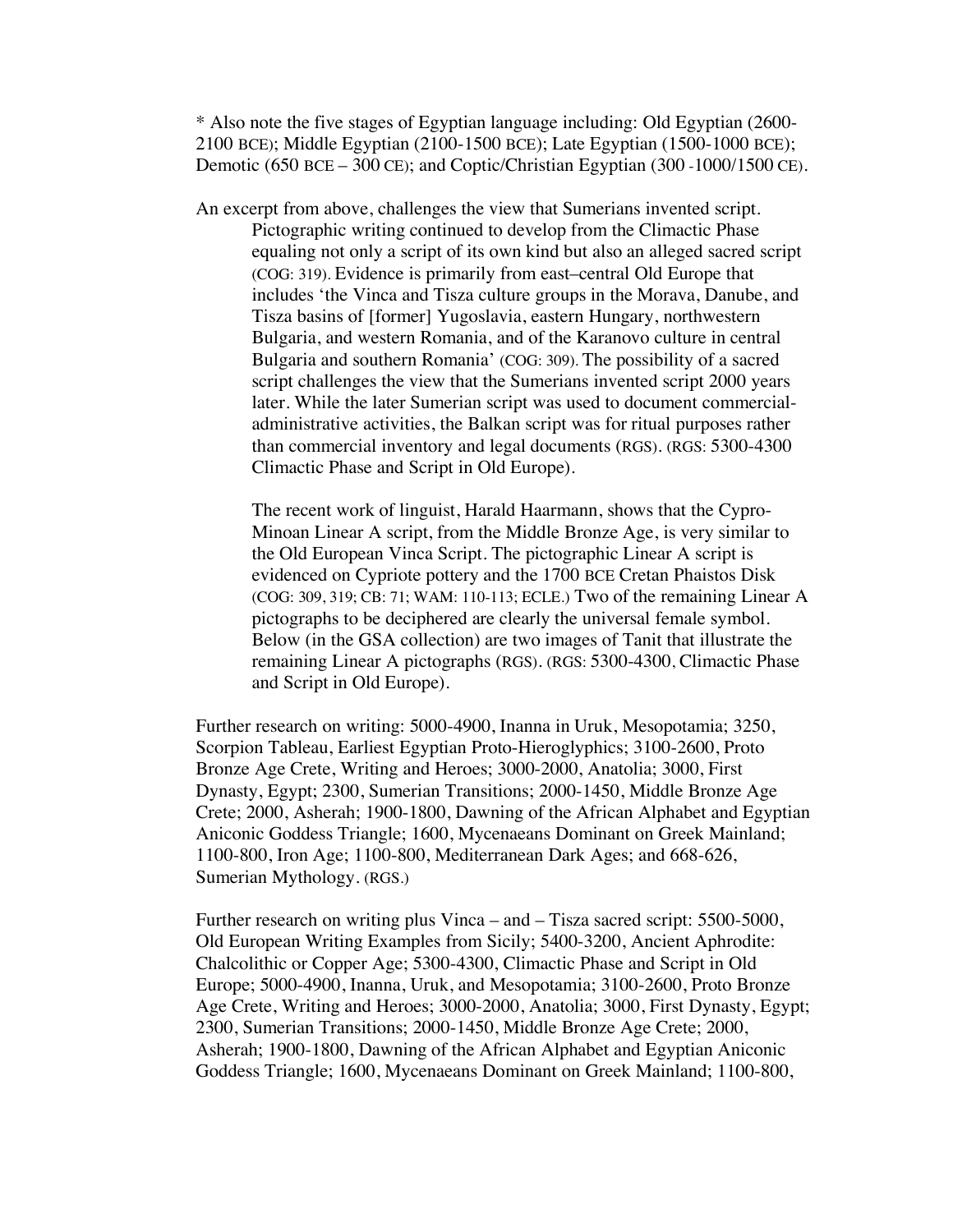* Also note the five stages of Egyptian language including: Old Egyptian (2600-2100 BCE); Middle Egyptian (2100-1500 BCE); Late Egyptian (1500-1000 BCE); Demotic (650 BCE – 300 CE); and Coptic/Christian Egyptian (300 -1000/1500 CE).

An excerpt from above, challenges the view that Sumerians invented script.

> Pictographic writing continued to develop from the Climactic Phase equaling not only a script of its own kind but also an alleged sacred script (COG: 319). Evidence is primarily from east–central Old Europe that includes 'the Vinca and Tisza culture groups in the Morava, Danube, and Tisza basins of [former] Yugoslavia, eastern Hungary, northwestern Bulgaria, and western Romania, and of the Karanovo culture in central Bulgaria and southern Romania' (COG: 309). The possibility of a sacred script challenges the view that the Sumerians invented script 2000 years later. While the later Sumerian script was used to document commercial-administrative activities, the Balkan script was for ritual purposes rather than commercial inventory and legal documents (RGS). (RGS: 5300-4300 Climactic Phase and Script in Old Europe).
>
> The recent work of linguist, Harald Haarmann, shows that the Cypro-Minoan Linear A script, from the Middle Bronze Age, is very similar to the Old European Vinca Script. The pictographic Linear A script is evidenced on Cypriote pottery and the 1700 BCE Cretan Phaistos Disk (COG: 309, 319; CB: 71; WAM: 110-113; ECLE.) Two of the remaining Linear A pictographs to be deciphered are clearly the universal female symbol. Below (in the GSA collection) are two images of Tanit that illustrate the remaining Linear A pictographs (RGS). (RGS: 5300-4300, Climactic Phase and Script in Old Europe).

Further research on writing: 5000-4900, Inanna in Uruk, Mesopotamia; 3250, Scorpion Tableau, Earliest Egyptian Proto-Hieroglyphics; 3100-2600, Proto Bronze Age Crete, Writing and Heroes; 3000-2000, Anatolia; 3000, First Dynasty, Egypt; 2300, Sumerian Transitions; 2000-1450, Middle Bronze Age Crete; 2000, Asherah; 1900-1800, Dawning of the African Alphabet and Egyptian Aniconic Goddess Triangle; 1600, Mycenaeans Dominant on Greek Mainland; 1100-800, Iron Age; 1100-800, Mediterranean Dark Ages; and 668-626, Sumerian Mythology. (RGS.)

Further research on writing plus Vinca – and – Tisza sacred script: 5500-5000, Old European Writing Examples from Sicily; 5400-3200, Ancient Aphrodite: Chalcolithic or Copper Age; 5300-4300, Climactic Phase and Script in Old Europe; 5000-4900, Inanna, Uruk, and Mesopotamia; 3100-2600, Proto Bronze Age Crete, Writing and Heroes; 3000-2000, Anatolia; 3000, First Dynasty, Egypt; 2300, Sumerian Transitions; 2000-1450, Middle Bronze Age Crete; 2000, Asherah; 1900-1800, Dawning of the African Alphabet and Egyptian Aniconic Goddess Triangle; 1600, Mycenaeans Dominant on Greek Mainland; 1100-800,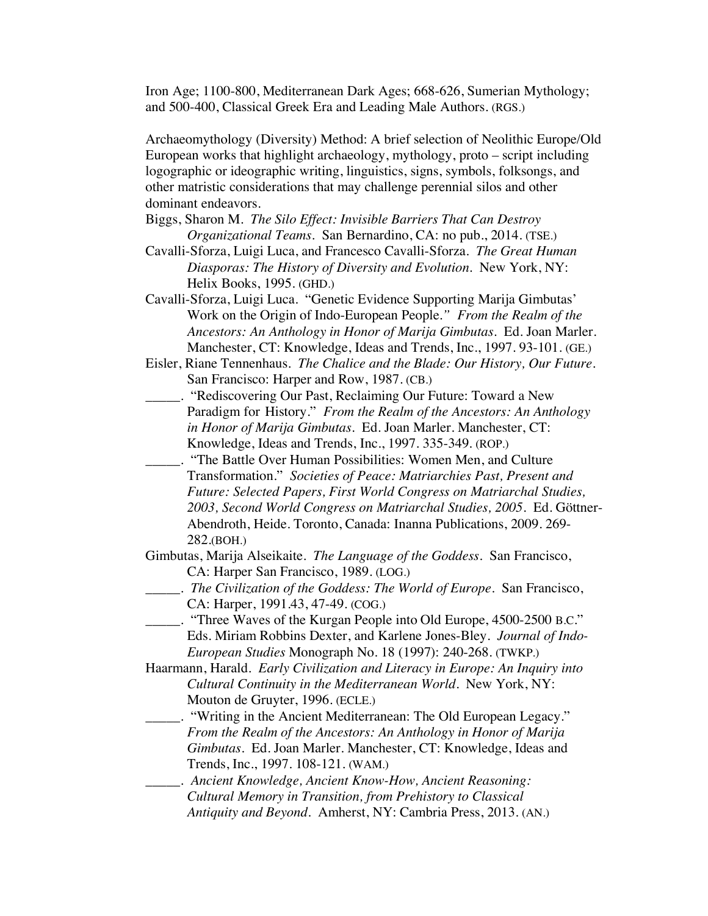Iron Age; 1100-800, Mediterranean Dark Ages; 668-626, Sumerian Mythology; and 500-400, Classical Greek Era and Leading Male Authors. (RGS.)

Archaeomythology (Diversity) Method: A brief selection of Neolithic Europe/Old European works that highlight archaeology, mythology, proto – script including logographic or ideographic writing, linguistics, signs, symbols, folksongs, and other matristic considerations that may challenge perennial silos and other dominant endeavors.

Biggs, Sharon M. *The Silo Effect: Invisible Barriers That Can Destroy Organizational Teams*. San Bernardino, CA: no pub., 2014. (TSE.)

Cavalli-Sforza, Luigi Luca, and Francesco Cavalli-Sforza. *The Great Human Diasporas: The History of Diversity and Evolution*. New York, NY: Helix Books, 1995. (GHD.)

Cavalli-Sforza, Luigi Luca. "Genetic Evidence Supporting Marija Gimbutas' Work on the Origin of Indo-European People." *From the Realm of the Ancestors: An Anthology in Honor of Marija Gimbutas*. Ed. Joan Marler. Manchester, CT: Knowledge, Ideas and Trends, Inc., 1997. 93-101. (GE.)

Eisler, Riane Tennenhaus. *The Chalice and the Blade: Our History, Our Future*. San Francisco: Harper and Row, 1987. (CB.)

_____. "Rediscovering Our Past, Reclaiming Our Future: Toward a New Paradigm for History." *From the Realm of the Ancestors: An Anthology in Honor of Marija Gimbutas*. Ed. Joan Marler. Manchester, CT: Knowledge, Ideas and Trends, Inc., 1997. 335-349. (ROP.)

_____. "The Battle Over Human Possibilities: Women Men, and Culture Transformation." *Societies of Peace: Matriarchies Past, Present and Future: Selected Papers, First World Congress on Matriarchal Studies, 2003, Second World Congress on Matriarchal Studies, 2005*. Ed. Göttner-Abendroth, Heide. Toronto, Canada: Inanna Publications, 2009. 269-282.(BOH.)

Gimbutas, Marija Alseikaite. *The Language of the Goddess*. San Francisco, CA: Harper San Francisco, 1989. (LOG.)

_____. *The Civilization of the Goddess: The World of Europe*. San Francisco, CA: Harper, 1991.43, 47-49. (COG.)

_____. "Three Waves of the Kurgan People into Old Europe, 4500-2500 B.C." Eds. Miriam Robbins Dexter, and Karlene Jones-Bley. *Journal of Indo-European Studies* Monograph No. 18 (1997): 240-268. (TWKP.)

Haarmann, Harald. *Early Civilization and Literacy in Europe: An Inquiry into Cultural Continuity in the Mediterranean World*. New York, NY: Mouton de Gruyter, 1996. (ECLE.)

_____. "Writing in the Ancient Mediterranean: The Old European Legacy." *From the Realm of the Ancestors: An Anthology in Honor of Marija Gimbutas*. Ed. Joan Marler. Manchester, CT: Knowledge, Ideas and Trends, Inc., 1997. 108-121. (WAM.)

_____. *Ancient Knowledge, Ancient Know-How, Ancient Reasoning: Cultural Memory in Transition, from Prehistory to Classical Antiquity and Beyond*. Amherst, NY: Cambria Press, 2013. (AN.)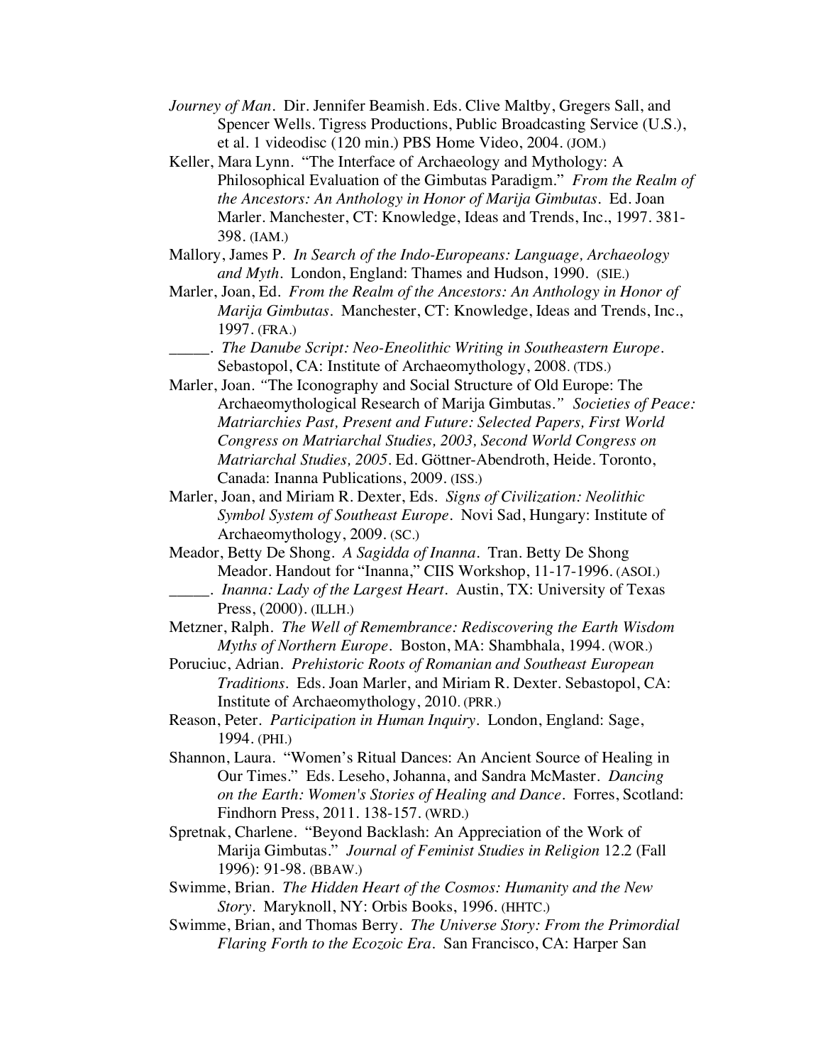*Journey of Man*. Dir. Jennifer Beamish. Eds. Clive Maltby, Gregers Sall, and Spencer Wells. Tigress Productions, Public Broadcasting Service (U.S.), et al. 1 videodisc (120 min.) PBS Home Video, 2004. (JOM.)

Keller, Mara Lynn. "The Interface of Archaeology and Mythology: A Philosophical Evaluation of the Gimbutas Paradigm." *From the Realm of the Ancestors: An Anthology in Honor of Marija Gimbutas*. Ed. Joan Marler. Manchester, CT: Knowledge, Ideas and Trends, Inc., 1997. 381-398. (IAM.)

Mallory, James P. *In Search of the Indo-Europeans: Language, Archaeology and Myth*. London, England: Thames and Hudson, 1990. (SIE.)

Marler, Joan, Ed. *From the Realm of the Ancestors: An Anthology in Honor of Marija Gimbutas*. Manchester, CT: Knowledge, Ideas and Trends, Inc., 1997. (FRA.)

_____. *The Danube Script: Neo-Eneolithic Writing in Southeastern Europe*. Sebastopol, CA: Institute of Archaeomythology, 2008. (TDS.)

Marler, Joan. "The Iconography and Social Structure of Old Europe: The Archaeomythological Research of Marija Gimbutas." *Societies of Peace: Matriarchies Past, Present and Future: Selected Papers, First World Congress on Matriarchal Studies, 2003, Second World Congress on Matriarchal Studies, 2005*. Ed. Göttner-Abendroth, Heide. Toronto, Canada: Inanna Publications, 2009. (ISS.)

Marler, Joan, and Miriam R. Dexter, Eds. *Signs of Civilization: Neolithic Symbol System of Southeast Europe*. Novi Sad, Hungary: Institute of Archaeomythology, 2009. (SC.)

Meador, Betty De Shong. *A Sagidda of Inanna*. Tran. Betty De Shong Meador. Handout for "Inanna," CIIS Workshop, 11-17-1996. (ASOI.)

_____. *Inanna: Lady of the Largest Heart*. Austin, TX: University of Texas Press, (2000). (ILLH.)

Metzner, Ralph. *The Well of Remembrance: Rediscovering the Earth Wisdom Myths of Northern Europe*. Boston, MA: Shambhala, 1994. (WOR.)

Poruciuc, Adrian. *Prehistoric Roots of Romanian and Southeast European Traditions*. Eds. Joan Marler, and Miriam R. Dexter. Sebastopol, CA: Institute of Archaeomythology, 2010. (PRR.)

Reason, Peter. *Participation in Human Inquiry*. London, England: Sage, 1994. (PHI.)

Shannon, Laura. "Women's Ritual Dances: An Ancient Source of Healing in Our Times." Eds. Leseho, Johanna, and Sandra McMaster. *Dancing on the Earth: Women's Stories of Healing and Dance*. Forres, Scotland: Findhorn Press, 2011. 138-157. (WRD.)

Spretnak, Charlene. "Beyond Backlash: An Appreciation of the Work of Marija Gimbutas." *Journal of Feminist Studies in Religion* 12.2 (Fall 1996): 91-98. (BBAW.)

Swimme, Brian. *The Hidden Heart of the Cosmos: Humanity and the New Story*. Maryknoll, NY: Orbis Books, 1996. (HHTC.)

Swimme, Brian, and Thomas Berry. *The Universe Story: From the Primordial Flaring Forth to the Ecozoic Era*. San Francisco, CA: Harper San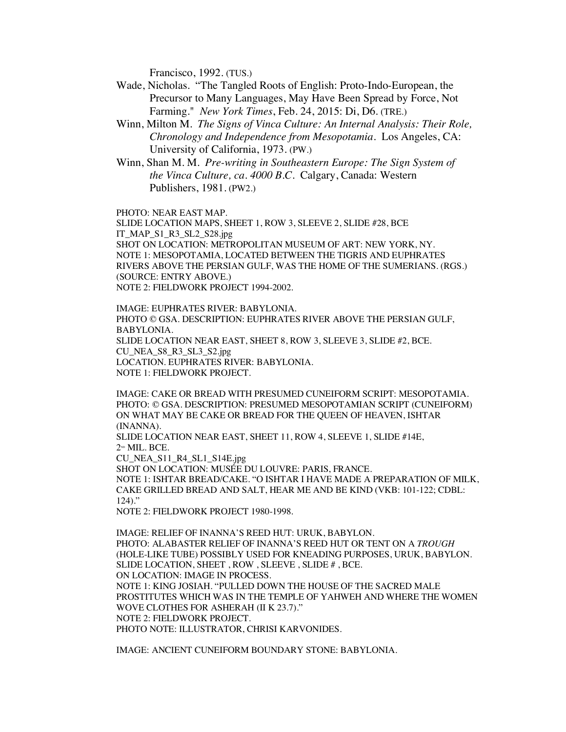Francisco, 1992. (TUS.)

Wade, Nicholas. "The Tangled Roots of English: Proto-Indo-European, the Precursor to Many Languages, May Have Been Spread by Force, Not Farming." *New York Times*, Feb. 24, 2015: Di, D6. (TRE.)

Winn, Milton M. *The Signs of Vinca Culture: An Internal Analysis: Their Role, Chronology and Independence from Mesopotamia*. Los Angeles, CA: University of California, 1973. (PW.)

Winn, Shan M. M. *Pre-writing in Southeastern Europe: The Sign System of the Vinca Culture, ca. 4000 B.C*. Calgary, Canada: Western Publishers, 1981. (PW2.)

PHOTO: NEAR EAST MAP.
SLIDE LOCATION MAPS, SHEET 1, ROW 3, SLEEVE 2, SLIDE #28, BCE
IT_MAP_S1_R3_SL2_S28.jpg
SHOT ON LOCATION: METROPOLITAN MUSEUM OF ART: NEW YORK, NY.
NOTE 1: MESOPOTAMIA, LOCATED BETWEEN THE TIGRIS AND EUPHRATES RIVERS ABOVE THE PERSIAN GULF, WAS THE HOME OF THE SUMERIANS. (RGS.) (SOURCE: ENTRY ABOVE.)
NOTE 2: FIELDWORK PROJECT 1994-2002.

IMAGE: EUPHRATES RIVER: BABYLONIA.
PHOTO © GSA. DESCRIPTION: EUPHRATES RIVER ABOVE THE PERSIAN GULF, BABYLONIA.
SLIDE LOCATION NEAR EAST, SHEET 8, ROW 3, SLEEVE 3, SLIDE #2, BCE.
CU_NEA_S8_R3_SL3_S2.jpg
LOCATION. EUPHRATES RIVER: BABYLONIA.
NOTE 1: FIELDWORK PROJECT.

IMAGE: CAKE OR BREAD WITH PRESUMED CUNEIFORM SCRIPT: MESOPOTAMIA.
PHOTO: © GSA. DESCRIPTION: PRESUMED MESOPOTAMIAN SCRIPT (CUNEIFORM) ON WHAT MAY BE CAKE OR BREAD FOR THE QUEEN OF HEAVEN, ISHTAR (INANNA).
SLIDE LOCATION NEAR EAST, SHEET 11, ROW 4, SLEEVE 1, SLIDE #14E, 2ND MIL. BCE.
CU_NEA_S11_R4_SL1_S14E.jpg
SHOT ON LOCATION: MUSÉE DU LOUVRE: PARIS, FRANCE.
NOTE 1: ISHTAR BREAD/CAKE. "O ISHTAR I HAVE MADE A PREPARATION OF MILK, CAKE GRILLED BREAD AND SALT, HEAR ME AND BE KIND (VKB: 101-122; CDBL: 124)."
NOTE 2: FIELDWORK PROJECT 1980-1998.

IMAGE: RELIEF OF INANNA'S REED HUT: URUK, BABYLON.
PHOTO: ALABASTER RELIEF OF INANNA'S REED HUT OR TENT ON A *TROUGH* (HOLE-LIKE TUBE) POSSIBLY USED FOR KNEADING PURPOSES, URUK, BABYLON.
SLIDE LOCATION, SHEET , ROW , SLEEVE , SLIDE # , BCE.
ON LOCATION: IMAGE IN PROCESS.
NOTE 1: KING JOSIAH. "PULLED DOWN THE HOUSE OF THE SACRED MALE PROSTITUTES WHICH WAS IN THE TEMPLE OF YAHWEH AND WHERE THE WOMEN WOVE CLOTHES FOR ASHERAH (II K 23.7)."
NOTE 2: FIELDWORK PROJECT.
PHOTO NOTE: ILLUSTRATOR, CHRISI KARVONIDES.

IMAGE: ANCIENT CUNEIFORM BOUNDARY STONE: BABYLONIA.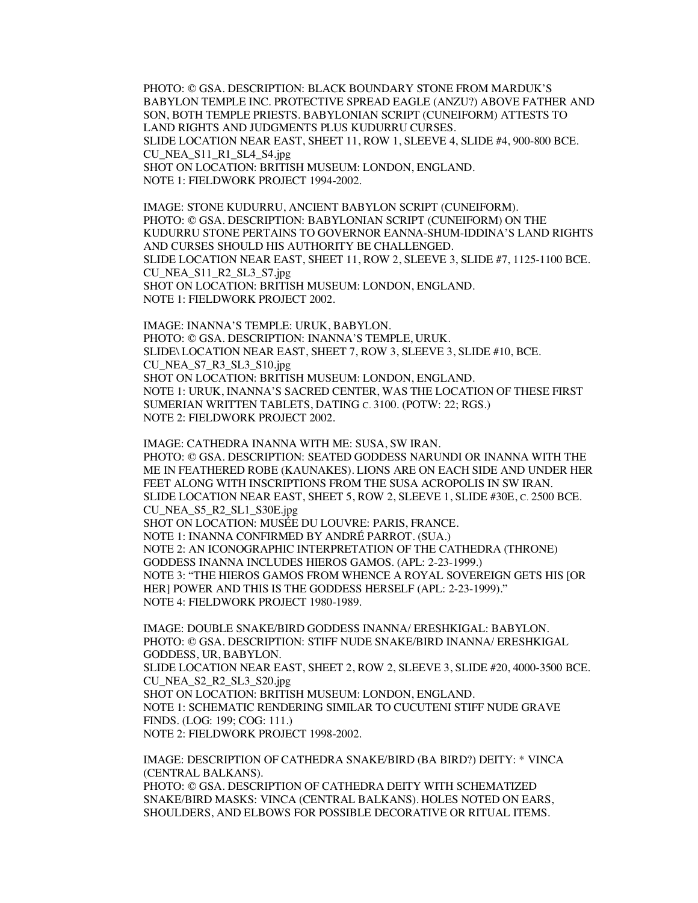PHOTO: © GSA. DESCRIPTION: BLACK BOUNDARY STONE FROM MARDUK'S BABYLON TEMPLE INC. PROTECTIVE SPREAD EAGLE (ANZU?) ABOVE FATHER AND SON, BOTH TEMPLE PRIESTS. BABYLONIAN SCRIPT (CUNEIFORM) ATTESTS TO LAND RIGHTS AND JUDGMENTS PLUS KUDURRU CURSES.
SLIDE LOCATION NEAR EAST, SHEET 11, ROW 1, SLEEVE 4, SLIDE #4, 900-800 BCE.
CU_NEA_S11_R1_SL4_S4.jpg
SHOT ON LOCATION: BRITISH MUSEUM: LONDON, ENGLAND.
NOTE 1: FIELDWORK PROJECT 1994-2002.

IMAGE: STONE KUDURRU, ANCIENT BABYLON SCRIPT (CUNEIFORM).
PHOTO: © GSA. DESCRIPTION: BABYLONIAN SCRIPT (CUNEIFORM) ON THE KUDURRU STONE PERTAINS TO GOVERNOR EANNA-SHUM-IDDINA'S LAND RIGHTS AND CURSES SHOULD HIS AUTHORITY BE CHALLENGED.
SLIDE LOCATION NEAR EAST, SHEET 11, ROW 2, SLEEVE 3, SLIDE #7, 1125-1100 BCE.
CU_NEA_S11_R2_SL3_S7.jpg
SHOT ON LOCATION: BRITISH MUSEUM: LONDON, ENGLAND.
NOTE 1: FIELDWORK PROJECT 2002.

IMAGE: INANNA'S TEMPLE: URUK, BABYLON.
PHOTO: © GSA. DESCRIPTION: INANNA'S TEMPLE, URUK.
SLIDE\ LOCATION NEAR EAST, SHEET 7, ROW 3, SLEEVE 3, SLIDE #10, BCE.
CU_NEA_S7_R3_SL3_S10.jpg
SHOT ON LOCATION: BRITISH MUSEUM: LONDON, ENGLAND.
NOTE 1: URUK, INANNA'S SACRED CENTER, WAS THE LOCATION OF THESE FIRST SUMERIAN WRITTEN TABLETS, DATING C. 3100. (POTW: 22; RGS.)
NOTE 2: FIELDWORK PROJECT 2002.

IMAGE: CATHEDRA INANNA WITH ME: SUSA, SW IRAN.
PHOTO: © GSA. DESCRIPTION: SEATED GODDESS NARUNDI OR INANNA WITH THE ME IN FEATHERED ROBE (KAUNAKES). LIONS ARE ON EACH SIDE AND UNDER HER FEET ALONG WITH INSCRIPTIONS FROM THE SUSA ACROPOLIS IN SW IRAN.
SLIDE LOCATION NEAR EAST, SHEET 5, ROW 2, SLEEVE 1, SLIDE #30E, C. 2500 BCE.
CU_NEA_S5_R2_SL1_S30E.jpg
SHOT ON LOCATION: MUSÉE DU LOUVRE: PARIS, FRANCE.
NOTE 1: INANNA CONFIRMED BY ANDRÉ PARROT. (SUA.)
NOTE 2: AN ICONOGRAPHIC INTERPRETATION OF THE CATHEDRA (THRONE) GODDESS INANNA INCLUDES HIEROS GAMOS. (APL: 2-23-1999.)
NOTE 3: "THE HIEROS GAMOS FROM WHENCE A ROYAL SOVEREIGN GETS HIS [OR HER] POWER AND THIS IS THE GODDESS HERSELF (APL: 2-23-1999)."
NOTE 4: FIELDWORK PROJECT 1980-1989.

IMAGE: DOUBLE SNAKE/BIRD GODDESS INANNA/ ERESHKIGAL: BABYLON.
PHOTO: © GSA. DESCRIPTION: STIFF NUDE SNAKE/BIRD INANNA/ ERESHKIGAL GODDESS, UR, BABYLON.
SLIDE LOCATION NEAR EAST, SHEET 2, ROW 2, SLEEVE 3, SLIDE #20, 4000-3500 BCE.
CU_NEA_S2_R2_SL3_S20.jpg
SHOT ON LOCATION: BRITISH MUSEUM: LONDON, ENGLAND.
NOTE 1: SCHEMATIC RENDERING SIMILAR TO CUCUTENI STIFF NUDE GRAVE FINDS. (LOG: 199; COG: 111.)
NOTE 2: FIELDWORK PROJECT 1998-2002.

IMAGE: DESCRIPTION OF CATHEDRA SNAKE/BIRD (BA BIRD?) DEITY: * VINCA (CENTRAL BALKANS).
PHOTO: © GSA. DESCRIPTION OF CATHEDRA DEITY WITH SCHEMATIZED SNAKE/BIRD MASKS: VINCA (CENTRAL BALKANS). HOLES NOTED ON EARS, SHOULDERS, AND ELBOWS FOR POSSIBLE DECORATIVE OR RITUAL ITEMS.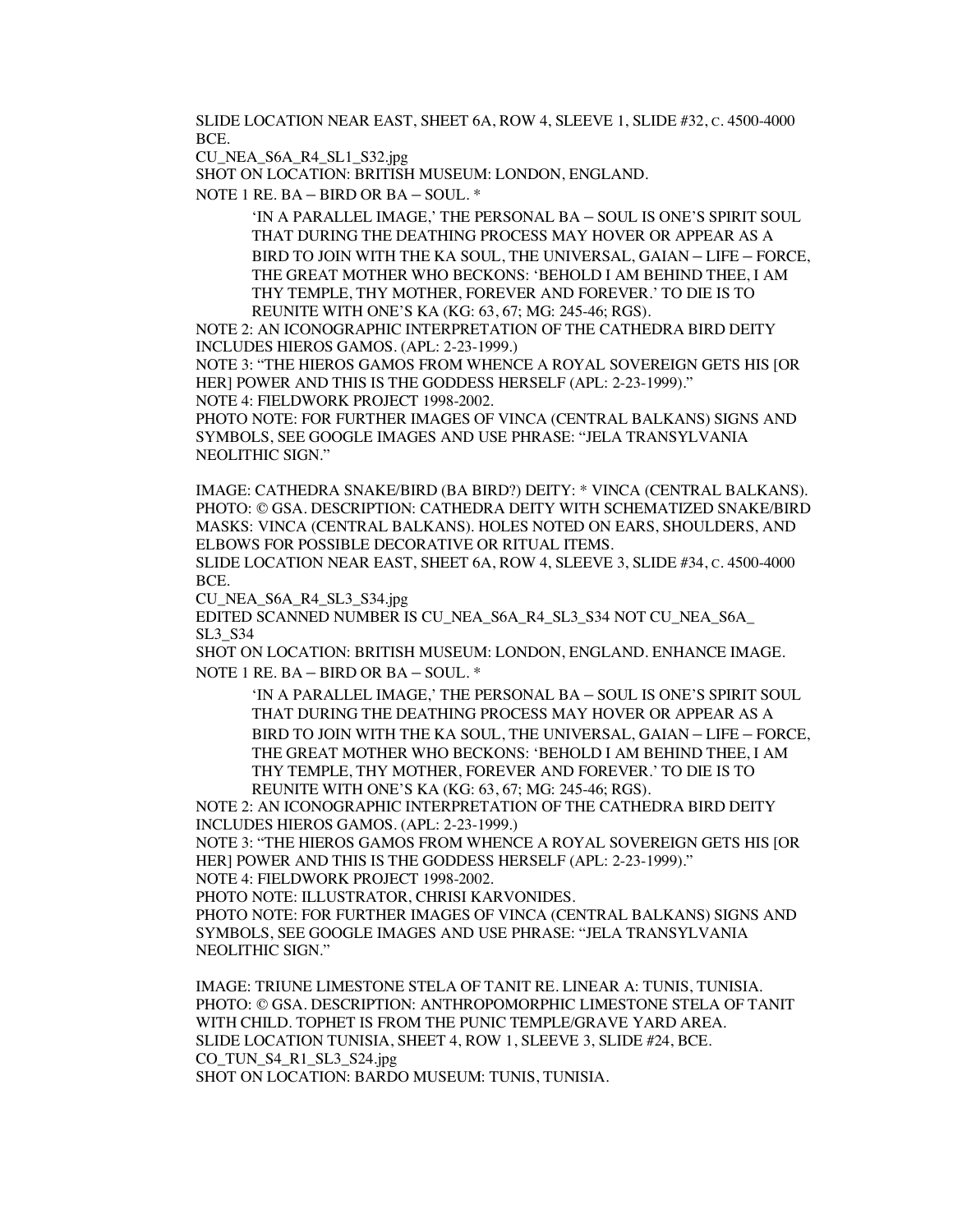SLIDE LOCATION NEAR EAST, SHEET 6A, ROW 4, SLEEVE 1, SLIDE #32, C. 4500-4000 BCE.

CU_NEA_S6A_R4_SL1_S32.jpg

SHOT ON LOCATION: BRITISH MUSEUM: LONDON, ENGLAND.

NOTE 1 RE. BA – BIRD OR BA – SOUL. *

> 'IN A PARALLEL IMAGE,' THE PERSONAL BA – SOUL IS ONE'S SPIRIT SOUL THAT DURING THE DEATHING PROCESS MAY HOVER OR APPEAR AS A BIRD TO JOIN WITH THE KA SOUL, THE UNIVERSAL, GAIAN – LIFE – FORCE, THE GREAT MOTHER WHO BECKONS: 'BEHOLD I AM BEHIND THEE, I AM THY TEMPLE, THY MOTHER, FOREVER AND FOREVER.' TO DIE IS TO REUNITE WITH ONE'S KA (KG: 63, 67; MG: 245-46; RGS).

NOTE 2: AN ICONOGRAPHIC INTERPRETATION OF THE CATHEDRA BIRD DEITY INCLUDES HIEROS GAMOS. (APL: 2-23-1999.)

NOTE 3: "THE HIEROS GAMOS FROM WHENCE A ROYAL SOVEREIGN GETS HIS [OR HER] POWER AND THIS IS THE GODDESS HERSELF (APL: 2-23-1999)."

NOTE 4: FIELDWORK PROJECT 1998-2002.

PHOTO NOTE: FOR FURTHER IMAGES OF VINCA (CENTRAL BALKANS) SIGNS AND SYMBOLS, SEE GOOGLE IMAGES AND USE PHRASE: "JELA TRANSYLVANIA NEOLITHIC SIGN."

IMAGE: CATHEDRA SNAKE/BIRD (BA BIRD?) DEITY: * VINCA (CENTRAL BALKANS).
PHOTO: © GSA. DESCRIPTION: CATHEDRA DEITY WITH SCHEMATIZED SNAKE/BIRD MASKS: VINCA (CENTRAL BALKANS). HOLES NOTED ON EARS, SHOULDERS, AND ELBOWS FOR POSSIBLE DECORATIVE OR RITUAL ITEMS.

SLIDE LOCATION NEAR EAST, SHEET 6A, ROW 4, SLEEVE 3, SLIDE #34, C. 4500-4000 BCE.

CU_NEA_S6A_R4_SL3_S34.jpg

EDITED SCANNED NUMBER IS CU_NEA_S6A_R4_SL3_S34 NOT CU_NEA_S6A_ SL3_S34

SHOT ON LOCATION: BRITISH MUSEUM: LONDON, ENGLAND. ENHANCE IMAGE.

NOTE 1 RE. BA – BIRD OR BA – SOUL. *

> 'IN A PARALLEL IMAGE,' THE PERSONAL BA – SOUL IS ONE'S SPIRIT SOUL THAT DURING THE DEATHING PROCESS MAY HOVER OR APPEAR AS A BIRD TO JOIN WITH THE KA SOUL, THE UNIVERSAL, GAIAN – LIFE – FORCE, THE GREAT MOTHER WHO BECKONS: 'BEHOLD I AM BEHIND THEE, I AM THY TEMPLE, THY MOTHER, FOREVER AND FOREVER.' TO DIE IS TO REUNITE WITH ONE'S KA (KG: 63, 67; MG: 245-46; RGS).

NOTE 2: AN ICONOGRAPHIC INTERPRETATION OF THE CATHEDRA BIRD DEITY INCLUDES HIEROS GAMOS. (APL: 2-23-1999.)

NOTE 3: "THE HIEROS GAMOS FROM WHENCE A ROYAL SOVEREIGN GETS HIS [OR HER] POWER AND THIS IS THE GODDESS HERSELF (APL: 2-23-1999)."

NOTE 4: FIELDWORK PROJECT 1998-2002.

PHOTO NOTE: ILLUSTRATOR, CHRISI KARVONIDES.

PHOTO NOTE: FOR FURTHER IMAGES OF VINCA (CENTRAL BALKANS) SIGNS AND SYMBOLS, SEE GOOGLE IMAGES AND USE PHRASE: "JELA TRANSYLVANIA NEOLITHIC SIGN."

IMAGE: TRIUNE LIMESTONE STELA OF TANIT RE. LINEAR A: TUNIS, TUNISIA.
PHOTO: © GSA. DESCRIPTION: ANTHROPOMORPHIC LIMESTONE STELA OF TANIT WITH CHILD. TOPHET IS FROM THE PUNIC TEMPLE/GRAVE YARD AREA.

SLIDE LOCATION TUNISIA, SHEET 4, ROW 1, SLEEVE 3, SLIDE #24, BCE.

CO_TUN_S4_R1_SL3_S24.jpg

SHOT ON LOCATION: BARDO MUSEUM: TUNIS, TUNISIA.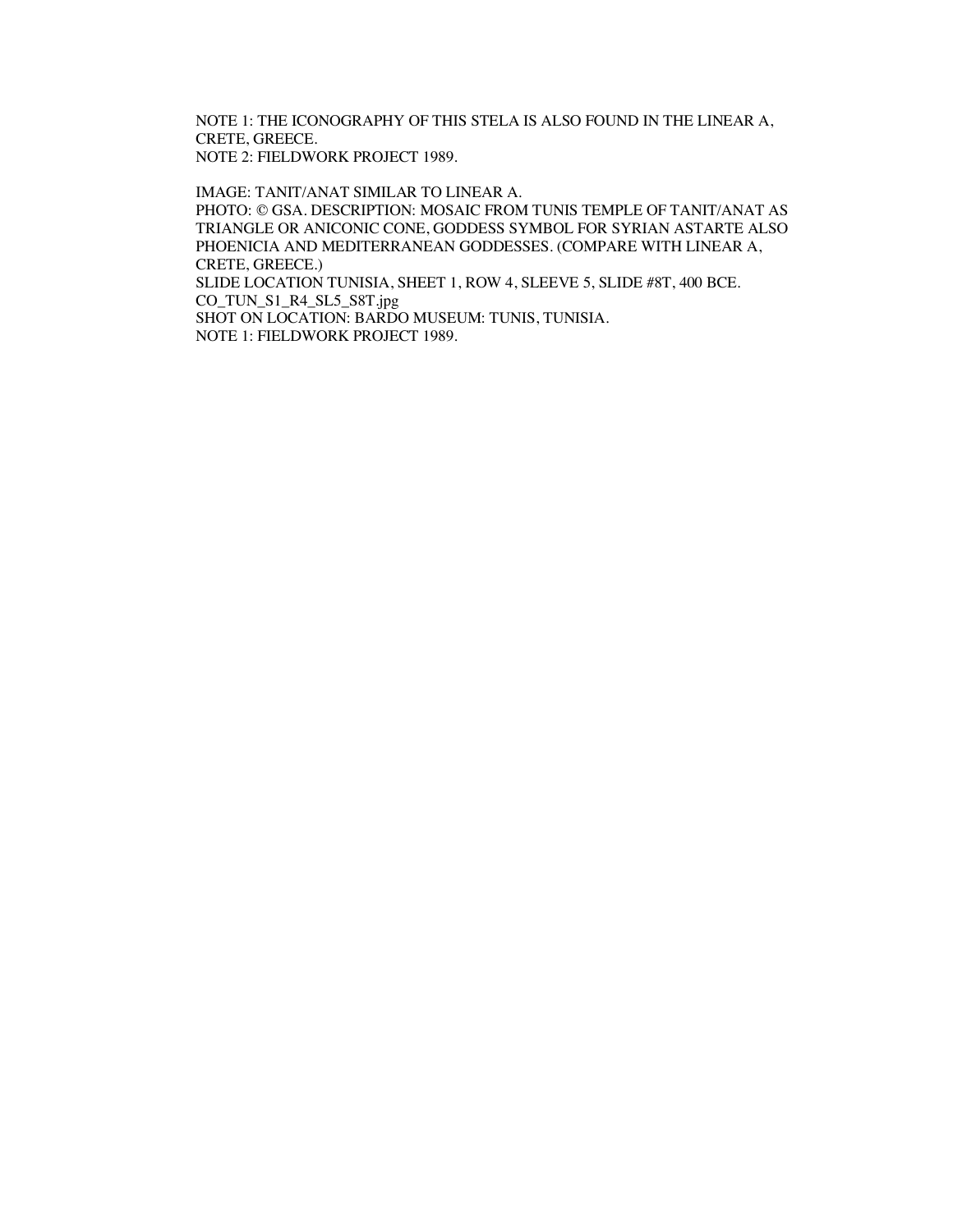NOTE 1: THE ICONOGRAPHY OF THIS STELA IS ALSO FOUND IN THE LINEAR A, CRETE, GREECE.
NOTE 2: FIELDWORK PROJECT 1989.

IMAGE: TANIT/ANAT SIMILAR TO LINEAR A.
PHOTO: © GSA. DESCRIPTION: MOSAIC FROM TUNIS TEMPLE OF TANIT/ANAT AS TRIANGLE OR ANICONIC CONE, GODDESS SYMBOL FOR SYRIAN ASTARTE ALSO PHOENICIA AND MEDITERRANEAN GODDESSES. (COMPARE WITH LINEAR A, CRETE, GREECE.)
SLIDE LOCATION TUNISIA, SHEET 1, ROW 4, SLEEVE 5, SLIDE #8T, 400 BCE.
CO_TUN_S1_R4_SL5_S8T.jpg
SHOT ON LOCATION: BARDO MUSEUM: TUNIS, TUNISIA.
NOTE 1: FIELDWORK PROJECT 1989.